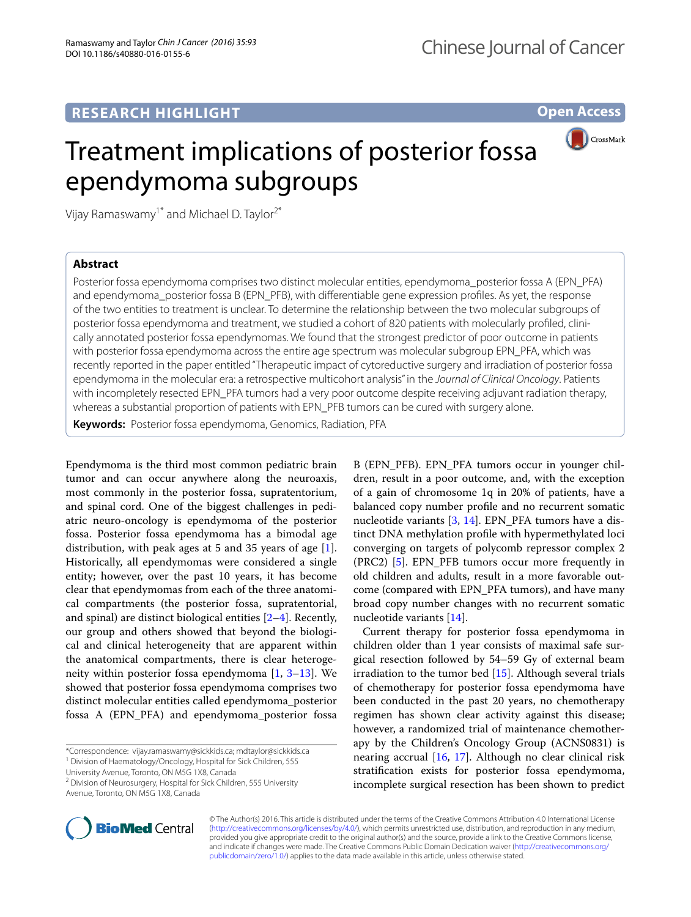RESEARCH HIGHLIGHT

Open Access

# Treatment implications of posterior fossa ependymoma subgroups

Vijay Ramaswamy[1*] and Michael D. Taylor[2*]

## Abstract

Posterior fossa ependymoma comprises two distinct molecular entities, ependymoma_posterior fossa A (EPN_PFA) and ependymoma_posterior fossa B (EPN_PFB), with differentiable gene expression profiles. As yet, the response of the two entities to treatment is unclear. To determine the relationship between the two molecular subgroups of posterior fossa ependymoma and treatment, we studied a cohort of 820 patients with molecularly profiled, clinically annotated posterior fossa ependymomas. We found that the strongest predictor of poor outcome in patients with posterior fossa ependymoma across the entire age spectrum was molecular subgroup EPN_PFA, which was recently reported in the paper entitled "Therapeutic impact of cytoreductive surgery and irradiation of posterior fossa ependymoma in the molecular era: a retrospective multicohort analysis" in the *Journal of Clinical Oncology*. Patients with incompletely resected EPN_PFA tumors had a very poor outcome despite receiving adjuvant radiation therapy, whereas a substantial proportion of patients with EPN_PFB tumors can be cured with surgery alone.

**Keywords:** Posterior fossa ependymoma, Genomics, Radiation, PFA

Ependymoma is the third most common pediatric brain tumor and can occur anywhere along the neuroaxis, most commonly in the posterior fossa, supratentorium, and spinal cord. One of the biggest challenges in pediatric neuro-oncology is ependymoma of the posterior fossa. Posterior fossa ependymoma has a bimodal age distribution, with peak ages at 5 and 35 years of age [1]. Historically, all ependymomas were considered a single entity; however, over the past 10 years, it has become clear that ependymomas from each of the three anatomical compartments (the posterior fossa, supratentorial, and spinal) are distinct biological entities [2–4]. Recently, our group and others showed that beyond the biological and clinical heterogeneity that are apparent within the anatomical compartments, there is clear heterogeneity within posterior fossa ependymoma [1, 3–13]. We showed that posterior fossa ependymoma comprises two distinct molecular entities called ependymoma_posterior fossa A (EPN_PFA) and ependymoma_posterior fossa B (EPN_PFB). EPN_PFA tumors occur in younger children, result in a poor outcome, and, with the exception of a gain of chromosome 1q in 20% of patients, have a balanced copy number profile and no recurrent somatic nucleotide variants [3, 14]. EPN_PFA tumors have a distinct DNA methylation profile with hypermethylated loci converging on targets of polycomb repressor complex 2 (PRC2) [5]. EPN_PFB tumors occur more frequently in old children and adults, result in a more favorable outcome (compared with EPN_PFA tumors), and have many broad copy number changes with no recurrent somatic nucleotide variants [14].

Current therapy for posterior fossa ependymoma in children older than 1 year consists of maximal safe surgical resection followed by 54–59 Gy of external beam irradiation to the tumor bed [15]. Although several trials of chemotherapy for posterior fossa ependymoma have been conducted in the past 20 years, no chemotherapy regimen has shown clear activity against this disease; however, a randomized trial of maintenance chemotherapy by the Children's Oncology Group (ACNS0831) is nearing accrual [16, 17]. Although no clear clinical risk stratification exists for posterior fossa ependymoma, incomplete surgical resection has been shown to predict

*Correspondence: vijay.ramaswamy@sickkids.ca; mdtaylor@sickkids.ca
[1] Division of Haematology/Oncology, Hospital for Sick Children, 555 University Avenue, Toronto, ON M5G 1X8, Canada
[2] Division of Neurosurgery, Hospital for Sick Children, 555 University Avenue, Toronto, ON M5G 1X8, Canada

© The Author(s) 2016. This article is distributed under the terms of the Creative Commons Attribution 4.0 International License (http://creativecommons.org/licenses/by/4.0/), which permits unrestricted use, distribution, and reproduction in any medium, provided you give appropriate credit to the original author(s) and the source, provide a link to the Creative Commons license, and indicate if changes were made. The Creative Commons Public Domain Dedication waiver (http://creativecommons.org/publicdomain/zero/1.0/) applies to the data made available in this article, unless otherwise stated.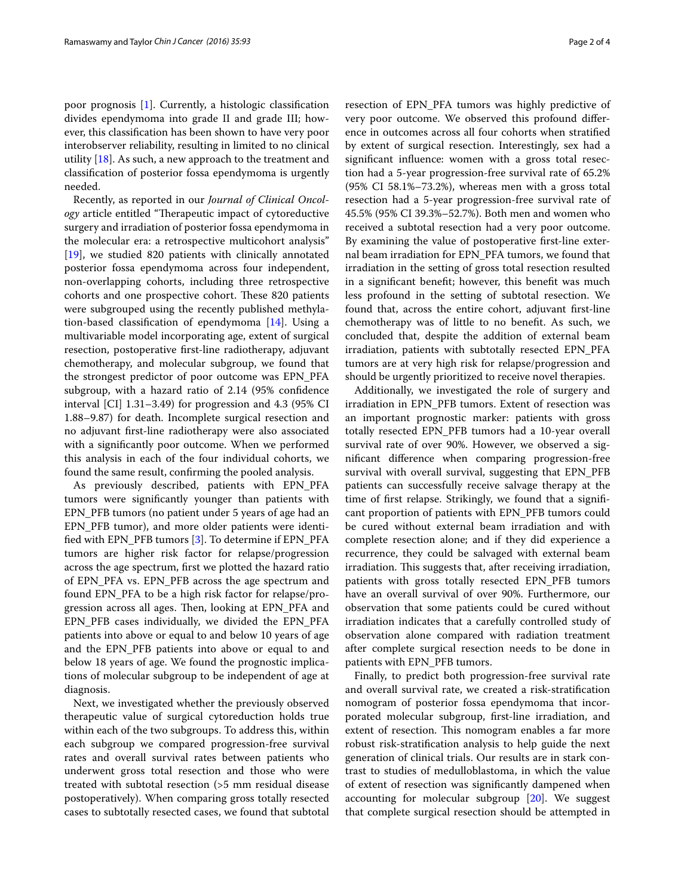poor prognosis [1]. Currently, a histologic classification divides ependymoma into grade II and grade III; however, this classification has been shown to have very poor interobserver reliability, resulting in limited to no clinical utility [18]. As such, a new approach to the treatment and classification of posterior fossa ependymoma is urgently needed.

Recently, as reported in our *Journal of Clinical Oncology* article entitled "Therapeutic impact of cytoreductive surgery and irradiation of posterior fossa ependymoma in the molecular era: a retrospective multicohort analysis" [19], we studied 820 patients with clinically annotated posterior fossa ependymoma across four independent, non-overlapping cohorts, including three retrospective cohorts and one prospective cohort. These 820 patients were subgrouped using the recently published methylation-based classification of ependymoma [14]. Using a multivariable model incorporating age, extent of surgical resection, postoperative first-line radiotherapy, adjuvant chemotherapy, and molecular subgroup, we found that the strongest predictor of poor outcome was EPN_PFA subgroup, with a hazard ratio of 2.14 (95% confidence interval [CI] 1.31–3.49) for progression and 4.3 (95% CI 1.88–9.87) for death. Incomplete surgical resection and no adjuvant first-line radiotherapy were also associated with a significantly poor outcome. When we performed this analysis in each of the four individual cohorts, we found the same result, confirming the pooled analysis.

As previously described, patients with EPN_PFA tumors were significantly younger than patients with EPN_PFB tumors (no patient under 5 years of age had an EPN_PFB tumor), and more older patients were identified with EPN_PFB tumors [3]. To determine if EPN_PFA tumors are higher risk factor for relapse/progression across the age spectrum, first we plotted the hazard ratio of EPN_PFA vs. EPN_PFB across the age spectrum and found EPN_PFA to be a high risk factor for relapse/progression across all ages. Then, looking at EPN_PFA and EPN_PFB cases individually, we divided the EPN_PFA patients into above or equal to and below 10 years of age and the EPN_PFB patients into above or equal to and below 18 years of age. We found the prognostic implications of molecular subgroup to be independent of age at diagnosis.

Next, we investigated whether the previously observed therapeutic value of surgical cytoreduction holds true within each of the two subgroups. To address this, within each subgroup we compared progression-free survival rates and overall survival rates between patients who underwent gross total resection and those who were treated with subtotal resection (>5 mm residual disease postoperatively). When comparing gross totally resected cases to subtotally resected cases, we found that subtotal resection of EPN_PFA tumors was highly predictive of very poor outcome. We observed this profound difference in outcomes across all four cohorts when stratified by extent of surgical resection. Interestingly, sex had a significant influence: women with a gross total resection had a 5-year progression-free survival rate of 65.2% (95% CI 58.1%–73.2%), whereas men with a gross total resection had a 5-year progression-free survival rate of 45.5% (95% CI 39.3%–52.7%). Both men and women who received a subtotal resection had a very poor outcome. By examining the value of postoperative first-line external beam irradiation for EPN_PFA tumors, we found that irradiation in the setting of gross total resection resulted in a significant benefit; however, this benefit was much less profound in the setting of subtotal resection. We found that, across the entire cohort, adjuvant first-line chemotherapy was of little to no benefit. As such, we concluded that, despite the addition of external beam irradiation, patients with subtotally resected EPN_PFA tumors are at very high risk for relapse/progression and should be urgently prioritized to receive novel therapies.

Additionally, we investigated the role of surgery and irradiation in EPN_PFB tumors. Extent of resection was an important prognostic marker: patients with gross totally resected EPN_PFB tumors had a 10-year overall survival rate of over 90%. However, we observed a significant difference when comparing progression-free survival with overall survival, suggesting that EPN_PFB patients can successfully receive salvage therapy at the time of first relapse. Strikingly, we found that a significant proportion of patients with EPN_PFB tumors could be cured without external beam irradiation and with complete resection alone; and if they did experience a recurrence, they could be salvaged with external beam irradiation. This suggests that, after receiving irradiation, patients with gross totally resected EPN_PFB tumors have an overall survival of over 90%. Furthermore, our observation that some patients could be cured without irradiation indicates that a carefully controlled study of observation alone compared with radiation treatment after complete surgical resection needs to be done in patients with EPN_PFB tumors.

Finally, to predict both progression-free survival rate and overall survival rate, we created a risk-stratification nomogram of posterior fossa ependymoma that incorporated molecular subgroup, first-line irradiation, and extent of resection. This nomogram enables a far more robust risk-stratification analysis to help guide the next generation of clinical trials. Our results are in stark contrast to studies of medulloblastoma, in which the value of extent of resection was significantly dampened when accounting for molecular subgroup [20]. We suggest that complete surgical resection should be attempted in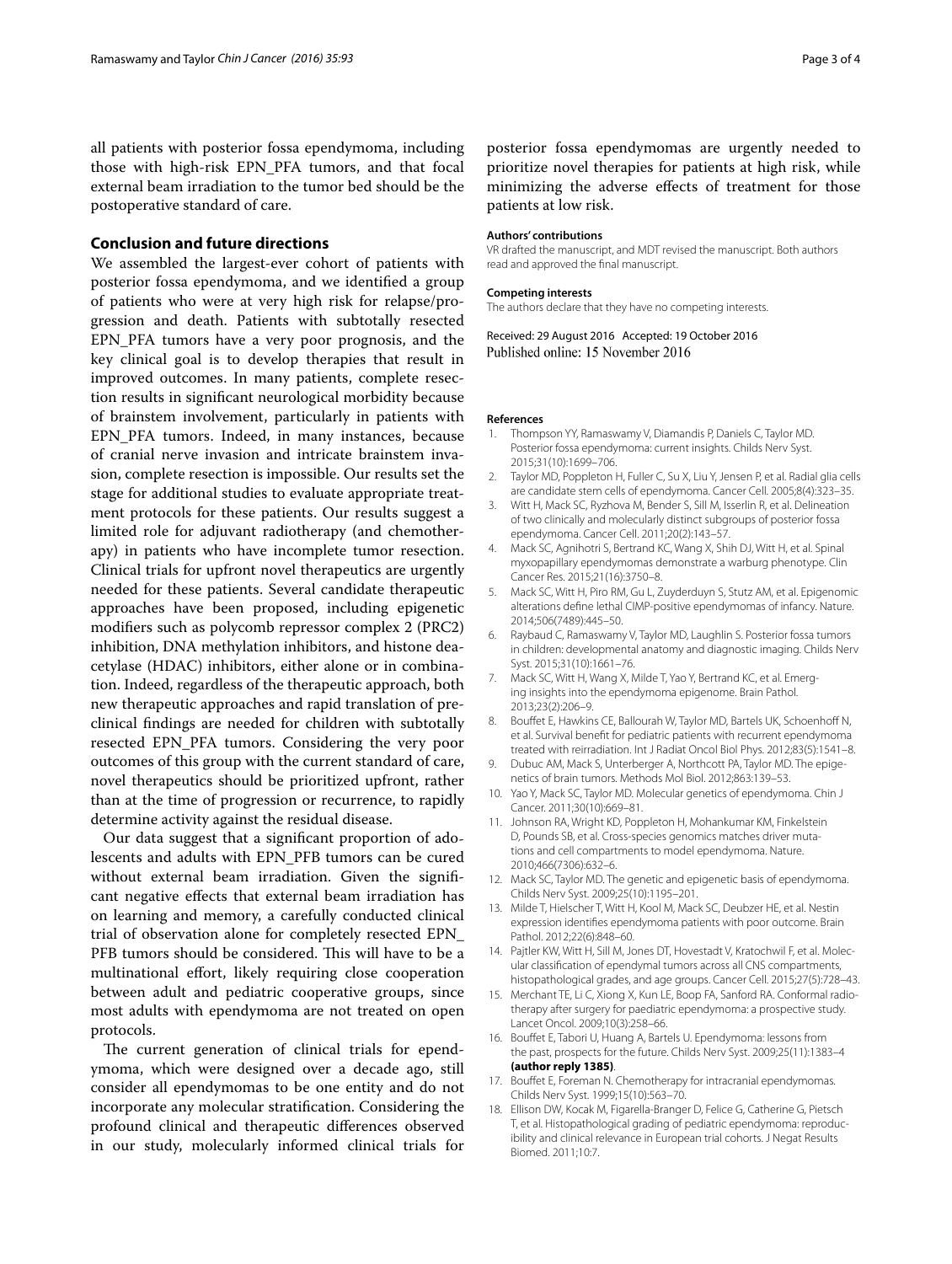all patients with posterior fossa ependymoma, including those with high-risk EPN_PFA tumors, and that focal external beam irradiation to the tumor bed should be the postoperative standard of care.

## Conclusion and future directions

We assembled the largest-ever cohort of patients with posterior fossa ependymoma, and we identified a group of patients who were at very high risk for relapse/progression and death. Patients with subtotally resected EPN_PFA tumors have a very poor prognosis, and the key clinical goal is to develop therapies that result in improved outcomes. In many patients, complete resection results in significant neurological morbidity because of brainstem involvement, particularly in patients with EPN_PFA tumors. Indeed, in many instances, because of cranial nerve invasion and intricate brainstem invasion, complete resection is impossible. Our results set the stage for additional studies to evaluate appropriate treatment protocols for these patients. Our results suggest a limited role for adjuvant radiotherapy (and chemotherapy) in patients who have incomplete tumor resection. Clinical trials for upfront novel therapeutics are urgently needed for these patients. Several candidate therapeutic approaches have been proposed, including epigenetic modifiers such as polycomb repressor complex 2 (PRC2) inhibition, DNA methylation inhibitors, and histone deacetylase (HDAC) inhibitors, either alone or in combination. Indeed, regardless of the therapeutic approach, both new therapeutic approaches and rapid translation of preclinical findings are needed for children with subtotally resected EPN_PFA tumors. Considering the very poor outcomes of this group with the current standard of care, novel therapeutics should be prioritized upfront, rather than at the time of progression or recurrence, to rapidly determine activity against the residual disease.

Our data suggest that a significant proportion of adolescents and adults with EPN_PFB tumors can be cured without external beam irradiation. Given the significant negative effects that external beam irradiation has on learning and memory, a carefully conducted clinical trial of observation alone for completely resected EPN_PFB tumors should be considered. This will have to be a multinational effort, likely requiring close cooperation between adult and pediatric cooperative groups, since most adults with ependymoma are not treated on open protocols.

The current generation of clinical trials for ependymoma, which were designed over a decade ago, still consider all ependymomas to be one entity and do not incorporate any molecular stratification. Considering the profound clinical and therapeutic differences observed in our study, molecularly informed clinical trials for posterior fossa ependymomas are urgently needed to prioritize novel therapies for patients at high risk, while minimizing the adverse effects of treatment for those patients at low risk.

#### Authors' contributions

VR drafted the manuscript, and MDT revised the manuscript. Both authors read and approved the final manuscript.

#### Competing interests

The authors declare that they have no competing interests.

Received: 29 August 2016 Accepted: 19 October 2016
Published online: 15 November 2016

#### References

1. Thompson YY, Ramaswamy V, Diamandis P, Daniels C, Taylor MD. Posterior fossa ependymoma: current insights. Childs Nerv Syst. 2015;31(10):1699–706.
2. Taylor MD, Poppleton H, Fuller C, Su X, Liu Y, Jensen P, et al. Radial glia cells are candidate stem cells of ependymoma. Cancer Cell. 2005;8(4):323–35.
3. Witt H, Mack SC, Ryzhova M, Bender S, Sill M, Isserlin R, et al. Delineation of two clinically and molecularly distinct subgroups of posterior fossa ependymoma. Cancer Cell. 2011;20(2):143–57.
4. Mack SC, Agnihotri S, Bertrand KC, Wang X, Shih DJ, Witt H, et al. Spinal myxopapillary ependymomas demonstrate a warburg phenotype. Clin Cancer Res. 2015;21(16):3750–8.
5. Mack SC, Witt H, Piro RM, Gu L, Zuyderduyn S, Stutz AM, et al. Epigenomic alterations define lethal CIMP-positive ependymomas of infancy. Nature. 2014;506(7489):445–50.
6. Raybaud C, Ramaswamy V, Taylor MD, Laughlin S. Posterior fossa tumors in children: developmental anatomy and diagnostic imaging. Childs Nerv Syst. 2015;31(10):1661–76.
7. Mack SC, Witt H, Wang X, Milde T, Yao Y, Bertrand KC, et al. Emerging insights into the ependymoma epigenome. Brain Pathol. 2013;23(2):206–9.
8. Bouffet E, Hawkins CE, Ballourah W, Taylor MD, Bartels UK, Schoenhoff N, et al. Survival benefit for pediatric patients with recurrent ependymoma treated with reirradiation. Int J Radiat Oncol Biol Phys. 2012;83(5):1541–8.
9. Dubuc AM, Mack S, Unterberger A, Northcott PA, Taylor MD. The epigenetics of brain tumors. Methods Mol Biol. 2012;863:139–53.
10. Yao Y, Mack SC, Taylor MD. Molecular genetics of ependymoma. Chin J Cancer. 2011;30(10):669–81.
11. Johnson RA, Wright KD, Poppleton H, Mohankumar KM, Finkelstein D, Pounds SB, et al. Cross-species genomics matches driver mutations and cell compartments to model ependymoma. Nature. 2010;466(7306):632–6.
12. Mack SC, Taylor MD. The genetic and epigenetic basis of ependymoma. Childs Nerv Syst. 2009;25(10):1195–201.
13. Milde T, Hielscher T, Witt H, Kool M, Mack SC, Deubzer HE, et al. Nestin expression identifies ependymoma patients with poor outcome. Brain Pathol. 2012;22(6):848–60.
14. Pajtler KW, Witt H, Sill M, Jones DT, Hovestadt V, Kratochwil F, et al. Molecular classification of ependymal tumors across all CNS compartments, histopathological grades, and age groups. Cancer Cell. 2015;27(5):728–43.
15. Merchant TE, Li C, Xiong X, Kun LE, Boop FA, Sanford RA. Conformal radiotherapy after surgery for paediatric ependymoma: a prospective study. Lancet Oncol. 2009;10(3):258–66.
16. Bouffet E, Tabori U, Huang A, Bartels U. Ependymoma: lessons from the past, prospects for the future. Childs Nerv Syst. 2009;25(11):1383–4 **(author reply 1385)**.
17. Bouffet E, Foreman N. Chemotherapy for intracranial ependymomas. Childs Nerv Syst. 1999;15(10):563–70.
18. Ellison DW, Kocak M, Figarella-Branger D, Felice G, Catherine G, Pietsch T, et al. Histopathological grading of pediatric ependymoma: reproducibility and clinical relevance in European trial cohorts. J Negat Results Biomed. 2011;10:7.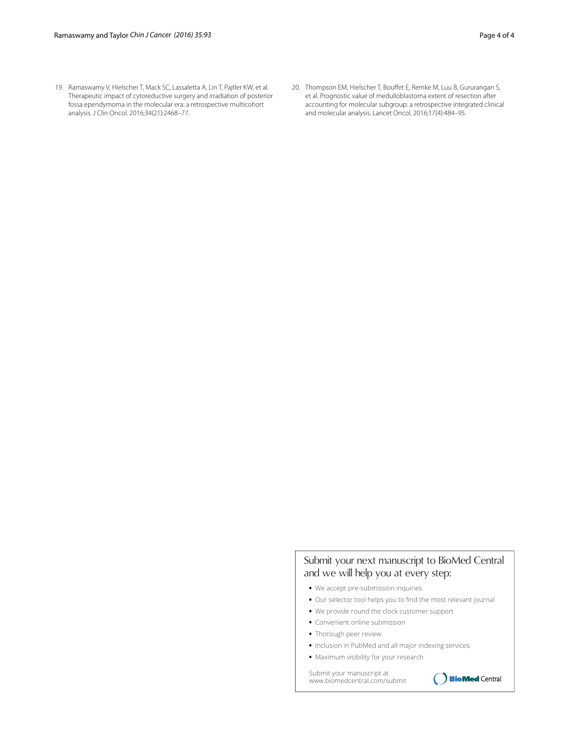19. Ramaswamy V, Hielscher T, Mack SC, Lassaletta A, Lin T, Pajtler KW, et al. Therapeutic impact of cytoreductive surgery and irradiation of posterior fossa ependymoma in the molecular era: a retrospective multicohort analysis. J Clin Oncol. 2016;34(21):2468–77.
20. Thompson EM, Hielscher T, Bouffet E, Remke M, Luu B, Gururangan S, et al. Prognostic value of medulloblastoma extent of resection after accounting for molecular subgroup: a retrospective integrated clinical and molecular analysis. Lancet Oncol. 2016;17(4):484–95.

Submit your next manuscript to BioMed Central and we will help you at every step:

- We accept pre-submission inquiries
- Our selector tool helps you to find the most relevant journal
- We provide round the clock customer support
- Convenient online submission
- Thorough peer review
- Inclusion in PubMed and all major indexing services
- Maximum visibility for your research

Submit your manuscript at www.biomedcentral.com/submit

BioMed Central